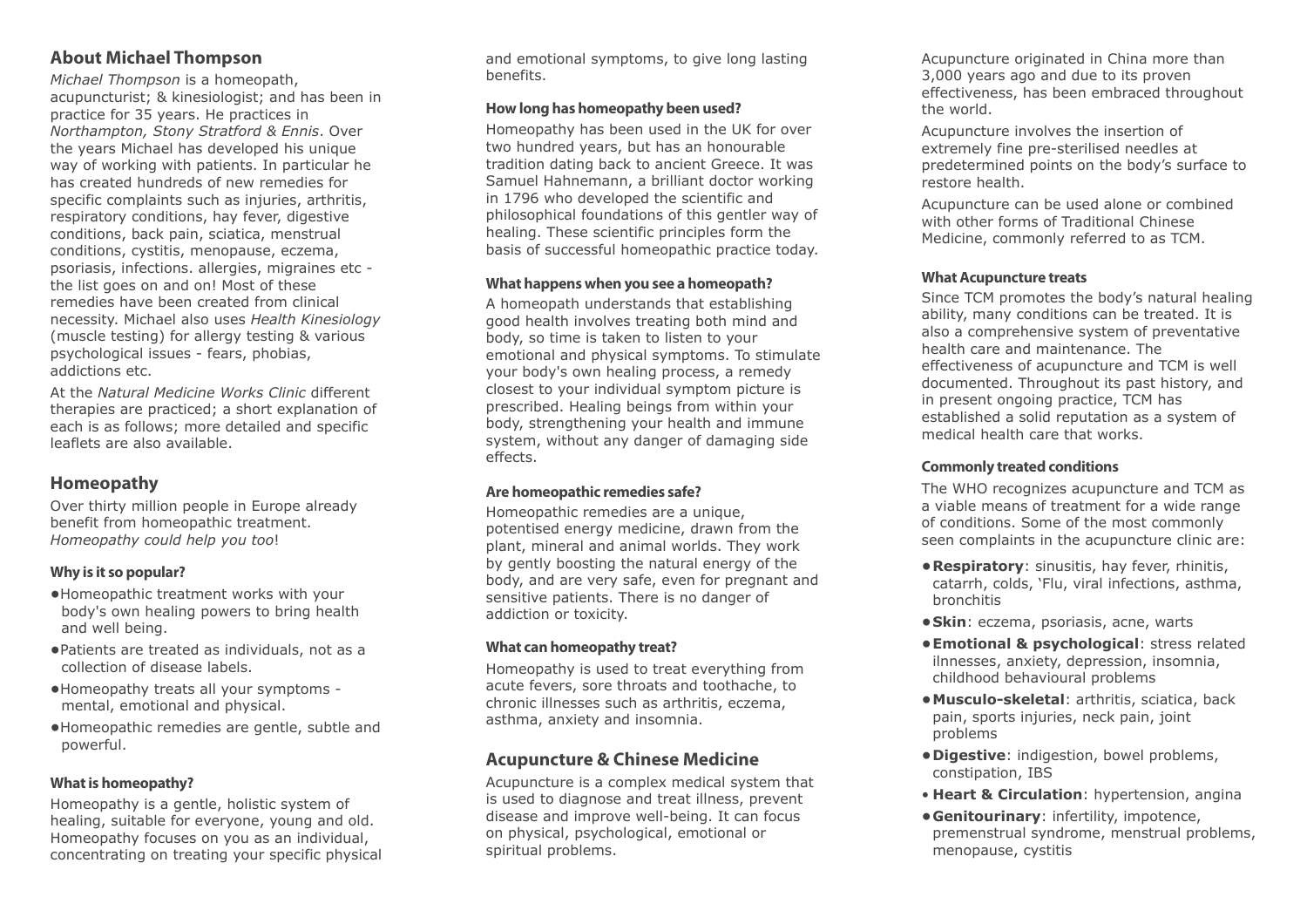## About Michael Thompson

*Michael Thompson* is a homeopath, acupuncturist; & kinesiologist; and has been in practice for 35 years. He practices in *Northampton, Stony Stratford & Ennis*. Over the years Michael has developed his unique way of working with patients. In particular he has created hundreds of new remedies for specific complaints such as injuries, arthritis, respiratory conditions, hay fever, digestive conditions, back pain, sciatica, menstrual conditions, cystitis, menopause, eczema, psoriasis, infections. allergies, migraines etc - the list goes on and on! Most of these remedies have been created from clinical necessity. Michael also uses *Health Kinesiology* (muscle testing) for allergy testing & various psychological issues - fears, phobias, addictions etc.

At the *Natural Medicine Works Clinic* different therapies are practiced; a short explanation of each is as follows; more detailed and specific leaflets are also available.

## Homeopathy

Over thirty million people in Europe already benefit from homeopathic treatment. *Homeopathy could help you too*!

### Why is it so popular?

- Homeopathic treatment works with your body's own healing powers to bring health and well being.
- Patients are treated as individuals, not as a collection of disease labels.
- Homeopathy treats all your symptoms - mental, emotional and physical.
- Homeopathic remedies are gentle, subtle and powerful.

### What is homeopathy?

Homeopathy is a gentle, holistic system of healing, suitable for everyone, young and old. Homeopathy focuses on you as an individual, concentrating on treating your specific physical and emotional symptoms, to give long lasting benefits.

### How long has homeopathy been used?

Homeopathy has been used in the UK for over two hundred years, but has an honourable tradition dating back to ancient Greece. It was Samuel Hahnemann, a brilliant doctor working in 1796 who developed the scientific and philosophical foundations of this gentler way of healing. These scientific principles form the basis of successful homeopathic practice today.

### What happens when you see a homeopath?

A homeopath understands that establishing good health involves treating both mind and body, so time is taken to listen to your emotional and physical symptoms. To stimulate your body's own healing process, a remedy closest to your individual symptom picture is prescribed. Healing beings from within your body, strengthening your health and immune system, without any danger of damaging side effects.

### Are homeopathic remedies safe?

Homeopathic remedies are a unique, potentised energy medicine, drawn from the plant, mineral and animal worlds. They work by gently boosting the natural energy of the body, and are very safe, even for pregnant and sensitive patients. There is no danger of addiction or toxicity.

### What can homeopathy treat?

Homeopathy is used to treat everything from acute fevers, sore throats and toothache, to chronic illnesses such as arthritis, eczema, asthma, anxiety and insomnia.

## Acupuncture & Chinese Medicine

Acupuncture is a complex medical system that is used to diagnose and treat illness, prevent disease and improve well-being. It can focus on physical, psychological, emotional or spiritual problems.

Acupuncture originated in China more than 3,000 years ago and due to its proven effectiveness, has been embraced throughout the world.

Acupuncture involves the insertion of extremely fine pre-sterilised needles at predetermined points on the body's surface to restore health.

Acupuncture can be used alone or combined with other forms of Traditional Chinese Medicine, commonly referred to as TCM.

### What Acupuncture treats

Since TCM promotes the body's natural healing ability, many conditions can be treated. It is also a comprehensive system of preventative health care and maintenance. The effectiveness of acupuncture and TCM is well documented. Throughout its past history, and in present ongoing practice, TCM has established a solid reputation as a system of medical health care that works.

### Commonly treated conditions

The WHO recognizes acupuncture and TCM as a viable means of treatment for a wide range of conditions. Some of the most commonly seen complaints in the acupuncture clinic are:

- **Respiratory**: sinusitis, hay fever, rhinitis, catarrh, colds, 'Flu, viral infections, asthma, bronchitis
- **Skin**: eczema, psoriasis, acne, warts
- **Emotional & psychological**: stress related ilnnesses, anxiety, depression, insomnia, childhood behavioural problems
- **Musculo-skeletal**: arthritis, sciatica, back pain, sports injuries, neck pain, joint problems
- **Digestive**: indigestion, bowel problems, constipation, IBS
- **Heart & Circulation**: hypertension, angina
- **Genitourinary**: infertility, impotence, premenstrual syndrome, menstrual problems, menopause, cystitis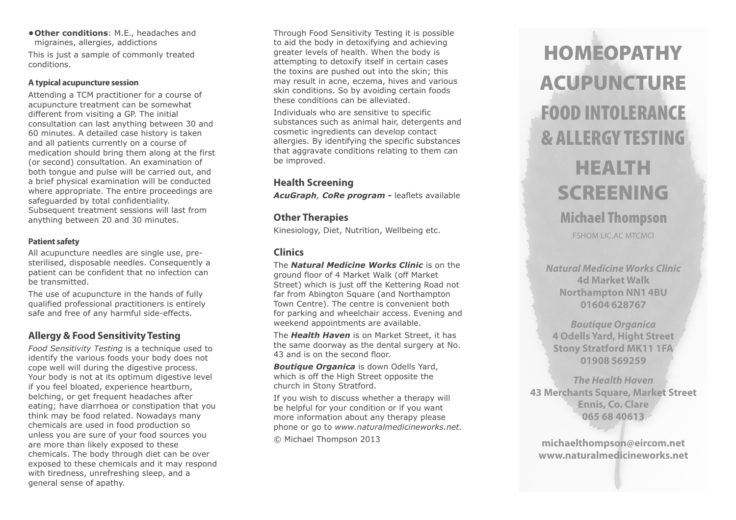- **Other conditions**: M.E., headaches and migraines, allergies, addictions

This is just a sample of commonly treated conditions.

#### A typical acupuncture session

Attending a TCM practitioner for a course of acupuncture treatment can be somewhat different from visiting a GP. The initial consultation can last anything between 30 and 60 minutes. A detailed case history is taken and all patients currently on a course of medication should bring them along at the first (or second) consultation. An examination of both tongue and pulse will be carried out, and a brief physical examination will be conducted where appropriate. The entire proceedings are safeguarded by total confidentiality. Subsequent treatment sessions will last from anything between 20 and 30 minutes.

#### Patient safety

All acupuncture needles are single use, pre-sterilised, disposable needles. Consequently a patient can be confident that no infection can be transmitted.

The use of acupuncture in the hands of fully qualified professional practitioners is entirely safe and free of any harmful side-effects.

### Allergy & Food Sensitivity Testing

*Food Sensitivity Testing* is a technique used to identify the various foods your body does not cope well will during the digestive process. Your body is not at its optimum digestive level if you feel bloated, experience heartburn, belching, or get frequent headaches after eating; have diarrhoea or constipation that you think may be food related. Nowadays many chemicals are used in food production so unless you are sure of your food sources you are more than likely exposed to these chemicals. The body through diet can be over exposed to these chemicals and it may respond with tiredness, unrefreshing sleep, and a general sense of apathy.

Through Food Sensitivity Testing it is possible to aid the body in detoxifying and achieving greater levels of health. When the body is attempting to detoxify itself in certain cases the toxins are pushed out into the skin; this may result in acne, eczema, hives and various skin conditions. So by avoiding certain foods these conditions can be alleviated.

Individuals who are sensitive to specific substances such as animal hair, detergents and cosmetic ingredients can develop contact allergies. By identifying the specific substances that aggravate conditions relating to them can be improved.

### Health Screening

***AcuGraph*, *CoRe program* -** leaflets available

### Other Therapies

Kinesiology, Diet, Nutrition, Wellbeing etc.

### Clinics

The ***Natural Medicine Works Clinic*** is on the ground floor of 4 Market Walk (off Market Street) which is just off the Kettering Road not far from Abington Square (and Northampton Town Centre). The centre is convenient both for parking and wheelchair access. Evening and weekend appointments are available.

The ***Health Haven*** is on Market Street, it has the same doorway as the dental surgery at No. 43 and is on the second floor.

***Boutique Organica*** is down Odells Yard, which is off the High Street opposite the church in Stony Stratford.

If you wish to discuss whether a therapy will be helpful for your condition or if you want more information about any therapy please phone or go to *www.naturalmedicineworks.net.*

© Michael Thompson 2013

# HOMEOPATHY
# ACUPUNCTURE
# FOOD INTOLERANCE & ALLERGY TESTING
# HEALTH SCREENING

## Michael Thompson

FSHOM LIC.AC MTCMCI

***Natural Medicine Works Clinic***
**4d Market Walk**
**Northampton NN1 4BU**
**01604 628767**

***Boutique Organica***
**4 Odells Yard, Hight Street**
**Stony Stratford MK11 1FA**
**01908 569259**

***The Health Haven***
**43 Merchants Square, Market Street**
**Ennis, Co. Clare**
**065 68 40613**

**michaelthompson@eircom.net**
**www.naturalmedicineworks.net**